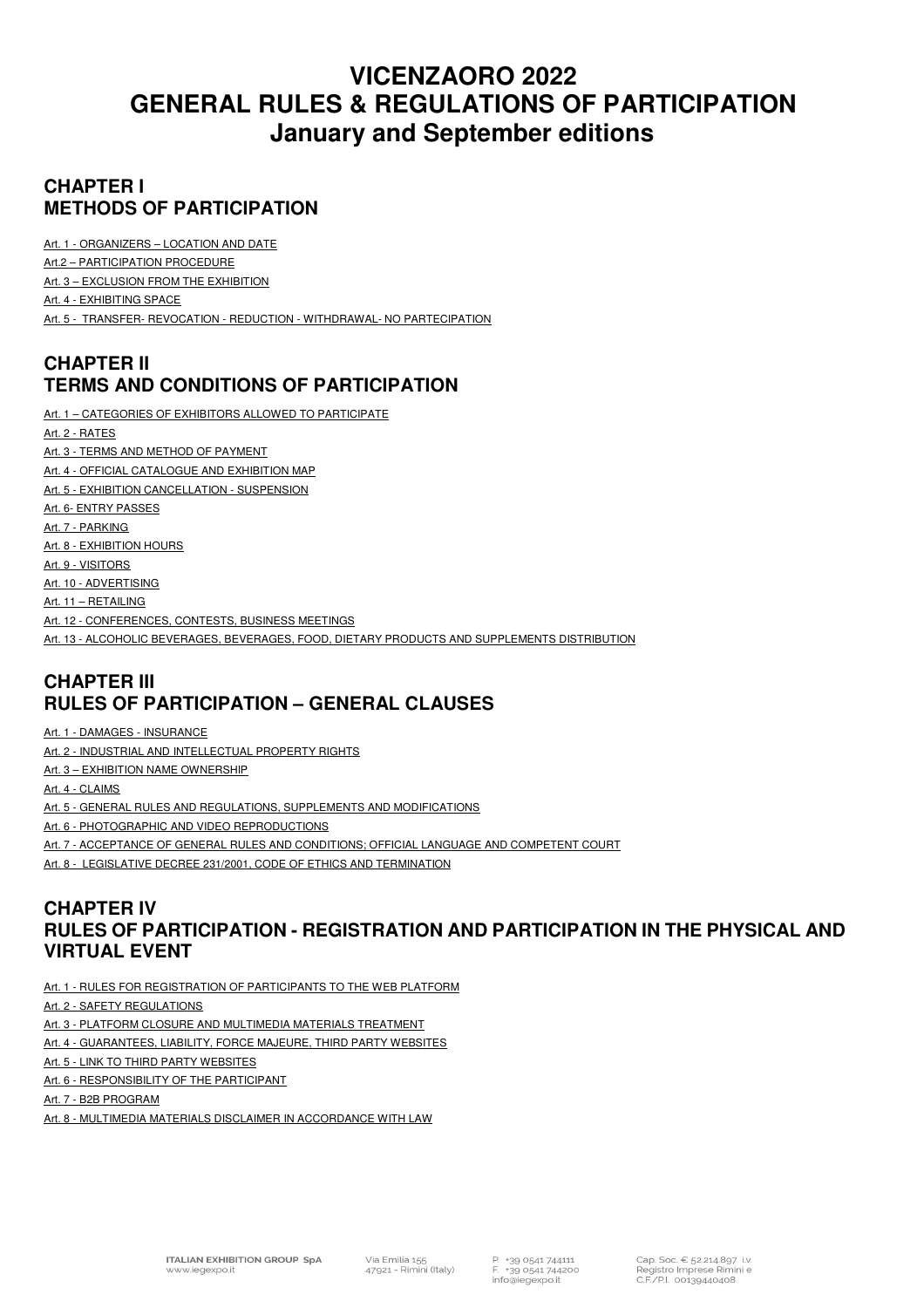# VICENZAORO 2022
# GENERAL RULES & REGULATIONS OF PARTICIPATION
# January and September editions

## CHAPTER I
## METHODS OF PARTICIPATION

Art. 1 - ORGANIZERS – LOCATION AND DATE

Art.2 – PARTICIPATION PROCEDURE

Art. 3 – EXCLUSION FROM THE EXHIBITION

Art. 4 - EXHIBITING SPACE

Art. 5 - TRANSFER- REVOCATION - REDUCTION - WITHDRAWAL- NO PARTECIPATION

## CHAPTER II
## TERMS AND CONDITIONS OF PARTICIPATION

Art. 1 – CATEGORIES OF EXHIBITORS ALLOWED TO PARTICIPATE

Art. 2 - RATES

Art. 3 - TERMS AND METHOD OF PAYMENT

Art. 4 - OFFICIAL CATALOGUE AND EXHIBITION MAP

Art. 5 - EXHIBITION CANCELLATION - SUSPENSION

Art. 6- ENTRY PASSES

Art. 7 - PARKING

Art. 8 - EXHIBITION HOURS

Art. 9 - VISITORS

Art. 10 - ADVERTISING

Art. 11 – RETAILING

Art. 12 - CONFERENCES, CONTESTS, BUSINESS MEETINGS

Art. 13 - ALCOHOLIC BEVERAGES, BEVERAGES, FOOD, DIETARY PRODUCTS AND SUPPLEMENTS DISTRIBUTION

## CHAPTER III
## RULES OF PARTICIPATION – GENERAL CLAUSES

Art. 1 - DAMAGES - INSURANCE

Art. 2 - INDUSTRIAL AND INTELLECTUAL PROPERTY RIGHTS

Art. 3 – EXHIBITION NAME OWNERSHIP

Art. 4 - CLAIMS

Art. 5 - GENERAL RULES AND REGULATIONS, SUPPLEMENTS AND MODIFICATIONS

Art. 6 - PHOTOGRAPHIC AND VIDEO REPRODUCTIONS

Art. 7 - ACCEPTANCE OF GENERAL RULES AND CONDITIONS; OFFICIAL LANGUAGE AND COMPETENT COURT

Art. 8 - LEGISLATIVE DECREE 231/2001, CODE OF ETHICS AND TERMINATION

## CHAPTER IV
## RULES OF PARTICIPATION - REGISTRATION AND PARTICIPATION IN THE PHYSICAL AND VIRTUAL EVENT

Art. 1 - RULES FOR REGISTRATION OF PARTICIPANTS TO THE WEB PLATFORM

Art. 2 - SAFETY REGULATIONS

Art. 3 - PLATFORM CLOSURE AND MULTIMEDIA MATERIALS TREATMENT

Art. 4 - GUARANTEES, LIABILITY, FORCE MAJEURE, THIRD PARTY WEBSITES

Art. 5 - LINK TO THIRD PARTY WEBSITES

Art. 6 - RESPONSIBILITY OF THE PARTICIPANT

Art. 7 - B2B PROGRAM

Art. 8 - MULTIMEDIA MATERIALS DISCLAIMER IN ACCORDANCE WITH LAW

ITALIAN EXHIBITION GROUP SpA
www.iegexpo.it

Via Emilia 155
47921 - Rimini (Italy)

P. +39 0541 744111
F. +39 0541 744200
info@iegexpo.it

Cap. Soc. € 52.214.897 i.v.
Registro Imprese Rimini e
C.F./P.I. 00139440408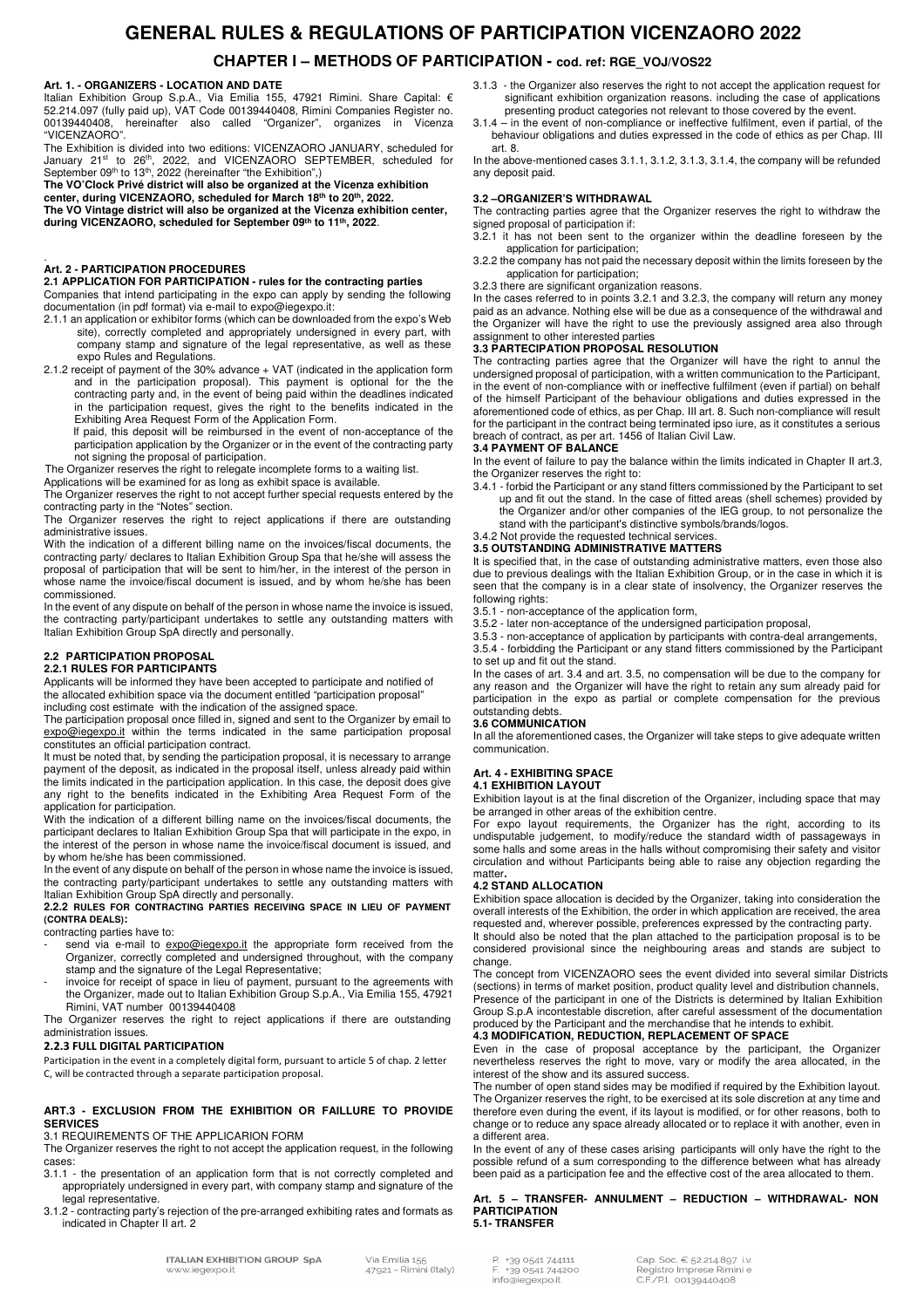# GENERAL RULES & REGULATIONS OF PARTICIPATION VICENZAORO 2022

## CHAPTER I – METHODS OF PARTICIPATION - cod. ref: RGE_VOJ/VOS22

**Art. 1. - ORGANIZERS - LOCATION AND DATE**

Italian Exhibition Group S.p.A., Via Emilia 155, 47921 Rimini. Share Capital: € 52.214.097 (fully paid up), VAT Code 00139440408, Rimini Companies Register no. 00139440408, hereinafter also called "Organizer", organizes in Vicenza "VICENZAORO".

The Exhibition is divided into two editions: VICENZAORO JANUARY, scheduled for January 21st to 26th, 2022, and VICENZAORO SEPTEMBER, scheduled for September 09th to 13th, 2022 (hereinafter "the Exhibition",)

**The VO'Clock Privé district will also be organized at the Vicenza exhibition center, during VICENZAORO, scheduled for March 18th to 20th, 2022.**

**The VO Vintage district will also be organized at the Vicenza exhibition center, during VICENZAORO, scheduled for September 09th to 11th, 2022**.

**Art. 2 - PARTICIPATION PROCEDURES**

**2.1 APPLICATION FOR PARTICIPATION - rules for the contracting parties**

Companies that intend participating in the expo can apply by sending the following documentation (in pdf format) via e-mail to expo@iegexpo.it:

2.1.1 an application or exhibitor forms (which can be downloaded from the expo's Web site), correctly completed and appropriately undersigned in every part, with company stamp and signature of the legal representative, as well as these expo Rules and Regulations.

2.1.2 receipt of payment of the 30% advance + VAT (indicated in the application form and in the participation proposal). This payment is optional for the the contracting party and, in the event of being paid within the deadlines indicated in the participation request, gives the right to the benefits indicated in the Exhibiting Area Request Form of the Application Form.

If paid, this deposit will be reimbursed in the event of non-acceptance of the participation application by the Organizer or in the event of the contracting party not signing the proposal of participation.

The Organizer reserves the right to relegate incomplete forms to a waiting list.

Applications will be examined for as long as exhibit space is available.

The Organizer reserves the right to not accept further special requests entered by the contracting party in the "Notes" section.

The Organizer reserves the right to reject applications if there are outstanding administrative issues.

With the indication of a different billing name on the invoices/fiscal documents, the contracting party/ declares to Italian Exhibition Group Spa that he/she will assess the proposal of participation that will be sent to him/her, in the interest of the person in whose name the invoice/fiscal document is issued, and by whom he/she has been commissioned.

In the event of any dispute on behalf of the person in whose name the invoice is issued, the contracting party/participant undertakes to settle any outstanding matters with Italian Exhibition Group SpA directly and personally.

**2.2 PARTICIPATION PROPOSAL**

**2.2.1 RULES FOR PARTICIPANTS**

Applicants will be informed they have been accepted to participate and notified of the allocated exhibition space via the document entitled "participation proposal" including cost estimate with the indication of the assigned space.

The participation proposal once filled in, signed and sent to the Organizer by email to expo@iegexpo.it within the terms indicated in the same participation proposal constitutes an official participation contract.

It must be noted that, by sending the participation proposal, it is necessary to arrange payment of the deposit, as indicated in the proposal itself, unless already paid within the limits indicated in the participation application. In this case, the deposit does give any right to the benefits indicated in the Exhibiting Area Request Form of the application for participation.

With the indication of a different billing name on the invoices/fiscal documents, the participant declares to Italian Exhibition Group Spa that will participate in the expo, in the interest of the person in whose name the invoice/fiscal document is issued, and by whom he/she has been commissioned.

In the event of any dispute on behalf of the person in whose name the invoice is issued, the contracting party/participant undertakes to settle any outstanding matters with Italian Exhibition Group SpA directly and personally.

**2.2.2 RULES FOR CONTRACTING PARTIES RECEIVING SPACE IN LIEU OF PAYMENT (CONTRA DEALS):**

contracting parties have to:

- send via e-mail to expo@iegexpo.it the appropriate form received from the Organizer, correctly completed and undersigned throughout, with the company stamp and the signature of the Legal Representative;
- invoice for receipt of space in lieu of payment, pursuant to the agreements with the Organizer, made out to Italian Exhibition Group S.p.A., Via Emilia 155, 47921 Rimini, VAT number 00139440408

The Organizer reserves the right to reject applications if there are outstanding administration issues.

**2.2.3 FULL DIGITAL PARTICIPATION**

Participation in the event in a completely digital form, pursuant to article 5 of chap. 2 letter C, will be contracted through a separate participation proposal.

**ART.3 - EXCLUSION FROM THE EXHIBITION OR FAILLURE TO PROVIDE SERVICES**

3.1 REQUIREMENTS OF THE APPLICARION FORM

The Organizer reserves the right to not accept the application request, in the following cases:

3.1.1 - the presentation of an application form that is not correctly completed and appropriately undersigned in every part, with company stamp and signature of the legal representative.

3.1.2 - contracting party's rejection of the pre-arranged exhibiting rates and formats as indicated in Chapter II art. 2

3.1.3 - the Organizer also reserves the right to not accept the application request for significant exhibition organization reasons. including the case of applications presenting product categories not relevant to those covered by the event.

3.1.4 – in the event of non-compliance or ineffective fulfilment, even if partial, of the behaviour obligations and duties expressed in the code of ethics as per Chap. III art. 8.

In the above-mentioned cases 3.1.1, 3.1.2, 3.1.3, 3.1.4, the company will be refunded any deposit paid.

**3.2 –ORGANIZER'S WITHDRAWAL**

The contracting parties agree that the Organizer reserves the right to withdraw the signed proposal of participation if:

3.2.1 it has not been sent to the organizer within the deadline foreseen by the application for participation;

3.2.2 the company has not paid the necessary deposit within the limits foreseen by the application for participation;

3.2.3 there are significant organization reasons.

In the cases referred to in points 3.2.1 and 3.2.3, the company will return any money paid as an advance. Nothing else will be due as a consequence of the withdrawal and the Organizer will have the right to use the previously assigned area also through assignment to other interested parties

**3.3 PARTECIPATION PROPOSAL RESOLUTION**

The contracting parties agree that the Organizer will have the right to annul the undersigned proposal of participation, with a written communication to the Participant, in the event of non-compliance with or ineffective fulfilment (even if partial) on behalf of the himself Participant of the behaviour obligations and duties expressed in the aforementioned code of ethics, as per Chap. III art. 8. Such non-compliance will result for the participant in the contract being terminated ipso iure, as it constitutes a serious breach of contract, as per art. 1456 of Italian Civil Law.

**3.4 PAYMENT OF BALANCE**

In the event of failure to pay the balance within the limits indicated in Chapter II art.3, the Organizer reserves the right to:

3.4.1 - forbid the Participant or any stand fitters commissioned by the Participant to set up and fit out the stand. In the case of fitted areas (shell schemes) provided by the Organizer and/or other companies of the IEG group, to not personalize the stand with the participant's distinctive symbols/brands/logos.

3.4.2 Not provide the requested technical services.

**3.5 OUTSTANDING ADMINISTRATIVE MATTERS**

It is specified that, in the case of outstanding administrative matters, even those also due to previous dealings with the Italian Exhibition Group, or in the case in which it is seen that the company is in a clear state of insolvency, the Organizer reserves the following rights:

3.5.1 - non-acceptance of the application form,

3.5.2 - later non-acceptance of the undersigned participation proposal,

3.5.3 - non-acceptance of application by participants with contra-deal arrangements,

3.5.4 - forbidding the Participant or any stand fitters commissioned by the Participant to set up and fit out the stand.

In the cases of art. 3.4 and art. 3.5, no compensation will be due to the company for any reason and the Organizer will have the right to retain any sum already paid for participation in the expo as partial or complete compensation for the previous outstanding debts.

**3.6 COMMUNICATION**

In all the aforementioned cases, the Organizer will take steps to give adequate written communication.

**Art. 4 - EXHIBITING SPACE**

**4.1 EXHIBITION LAYOUT**

Exhibition layout is at the final discretion of the Organizer, including space that may be arranged in other areas of the exhibition centre.

For expo layout requirements, the Organizer has the right, according to its undisputable judgement, to modify/reduce the standard width of passageways in some halls and some areas in the halls without compromising their safety and visitor circulation and without Participants being able to raise any objection regarding the matter**.**

**4.2 STAND ALLOCATION**

Exhibition space allocation is decided by the Organizer, taking into consideration the overall interests of the Exhibition, the order in which application are received, the area requested and, wherever possible, preferences expressed by the contracting party.

It should also be noted that the plan attached to the participation proposal is to be considered provisional since the neighbouring areas and stands are subject to change.

The concept from VICENZAORO sees the event divided into several similar Districts (sections) in terms of market position, product quality level and distribution channels, Presence of the participant in one of the Districts is determined by Italian Exhibition Group S.p.A incontestable discretion, after careful assessment of the documentation produced by the Participant and the merchandise that he intends to exhibit.

**4.3 MODIFICATION, REDUCTION, REPLACEMENT OF SPACE**

Even in the case of proposal acceptance by the participant, the Organizer nevertheless reserves the right to move, vary or modify the area allocated, in the interest of the show and its assured success.

The number of open stand sides may be modified if required by the Exhibition layout. The Organizer reserves the right, to be exercised at its sole discretion at any time and therefore even during the event, if its layout is modified, or for other reasons, both to change or to reduce any space already allocated or to replace it with another, even in a different area.

In the event of any of these cases arising participants will only have the right to the possible refund of a sum corresponding to the difference between what has already been paid as a participation fee and the effective cost of the area allocated to them.

**Art. 5 – TRANSFER- ANNULMENT – REDUCTION – WITHDRAWAL- NON PARTICIPATION**

**5.1- TRANSFER**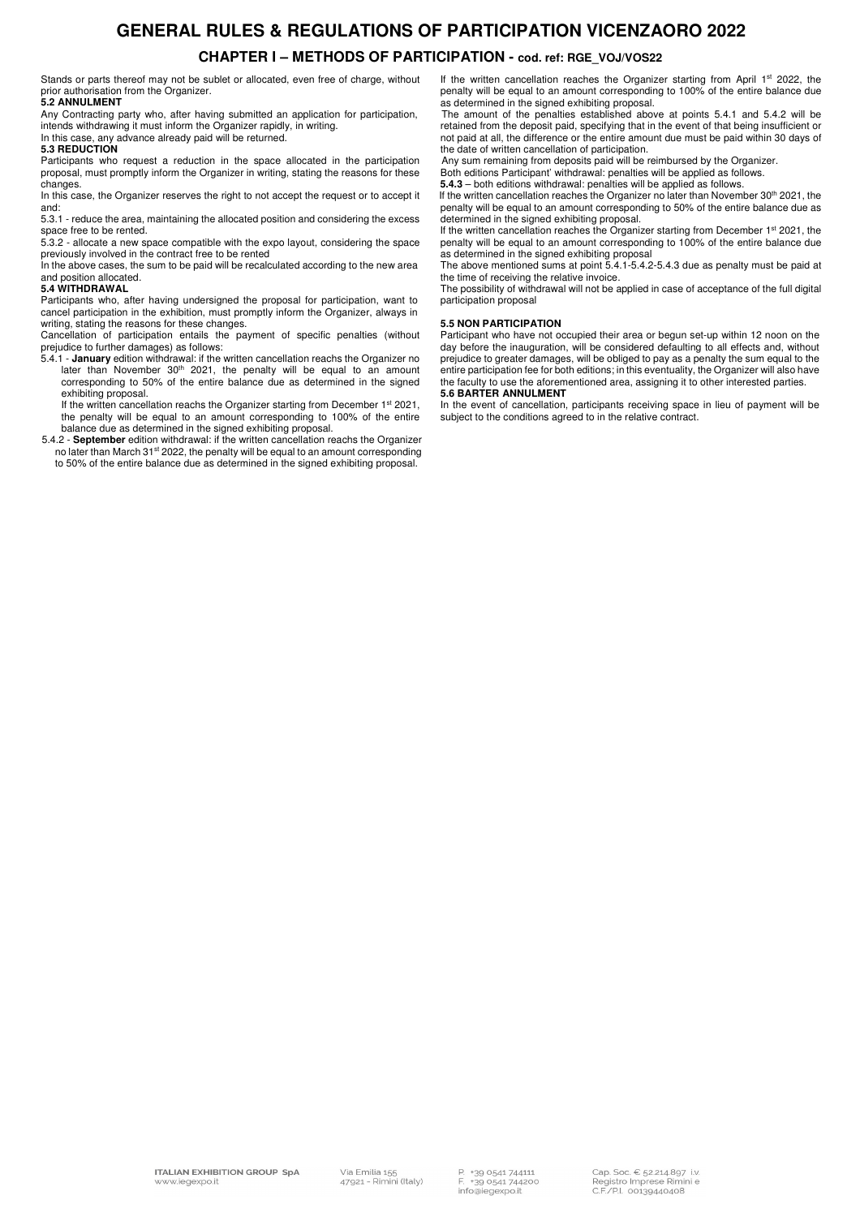# GENERAL RULES & REGULATIONS OF PARTICIPATION VICENZAORO 2022

## CHAPTER I – METHODS OF PARTICIPATION - cod. ref: RGE_VOJ/VOS22

Stands or parts thereof may not be sublet or allocated, even free of charge, without prior authorisation from the Organizer.

**5.2 ANNULMENT**

Any Contracting party who, after having submitted an application for participation, intends withdrawing it must inform the Organizer rapidly, in writing.

In this case, any advance already paid will be returned.

**5.3 REDUCTION**

Participants who request a reduction in the space allocated in the participation proposal, must promptly inform the Organizer in writing, stating the reasons for these changes.

In this case, the Organizer reserves the right to not accept the request or to accept it and:

5.3.1 - reduce the area, maintaining the allocated position and considering the excess space free to be rented.

5.3.2 - allocate a new space compatible with the expo layout, considering the space previously involved in the contract free to be rented

In the above cases, the sum to be paid will be recalculated according to the new area and position allocated.

**5.4 WITHDRAWAL**

Participants who, after having undersigned the proposal for participation, want to cancel participation in the exhibition, must promptly inform the Organizer, always in writing, stating the reasons for these changes.

Cancellation of participation entails the payment of specific penalties (without prejudice to further damages) as follows:

5.4.1 - **January** edition withdrawal: if the written cancellation reachs the Organizer no later than November 30th 2021, the penalty will be equal to an amount corresponding to 50% of the entire balance due as determined in the signed exhibiting proposal.

If the written cancellation reachs the Organizer starting from December 1st 2021, the penalty will be equal to an amount corresponding to 100% of the entire balance due as determined in the signed exhibiting proposal.

5.4.2 - **September** edition withdrawal: if the written cancellation reachs the Organizer no later than March 31st 2022, the penalty will be equal to an amount corresponding to 50% of the entire balance due as determined in the signed exhibiting proposal.

If the written cancellation reaches the Organizer starting from April 1st 2022, the penalty will be equal to an amount corresponding to 100% of the entire balance due as determined in the signed exhibiting proposal.

The amount of the penalties established above at points 5.4.1 and 5.4.2 will be retained from the deposit paid, specifying that in the event of that being insufficient or not paid at all, the difference or the entire amount due must be paid within 30 days of the date of written cancellation of participation.

Any sum remaining from deposits paid will be reimbursed by the Organizer.

Both editions Participant' withdrawal: penalties will be applied as follows.

**5.4.3** – both editions withdrawal: penalties will be applied as follows.

If the written cancellation reaches the Organizer no later than November 30th 2021, the penalty will be equal to an amount corresponding to 50% of the entire balance due as determined in the signed exhibiting proposal.

If the written cancellation reaches the Organizer starting from December 1st 2021, the penalty will be equal to an amount corresponding to 100% of the entire balance due as determined in the signed exhibiting proposal

The above mentioned sums at point 5.4.1-5.4.2-5.4.3 due as penalty must be paid at the time of receiving the relative invoice.

The possibility of withdrawal will not be applied in case of acceptance of the full digital participation proposal

**5.5 NON PARTICIPATION**

Participant who have not occupied their area or begun set-up within 12 noon on the day before the inauguration, will be considered defaulting to all effects and, without prejudice to greater damages, will be obliged to pay as a penalty the sum equal to the entire participation fee for both editions; in this eventuality, the Organizer will also have the faculty to use the aforementioned area, assigning it to other interested parties.

**5.6 BARTER ANNULMENT**

In the event of cancellation, participants receiving space in lieu of payment will be subject to the conditions agreed to in the relative contract.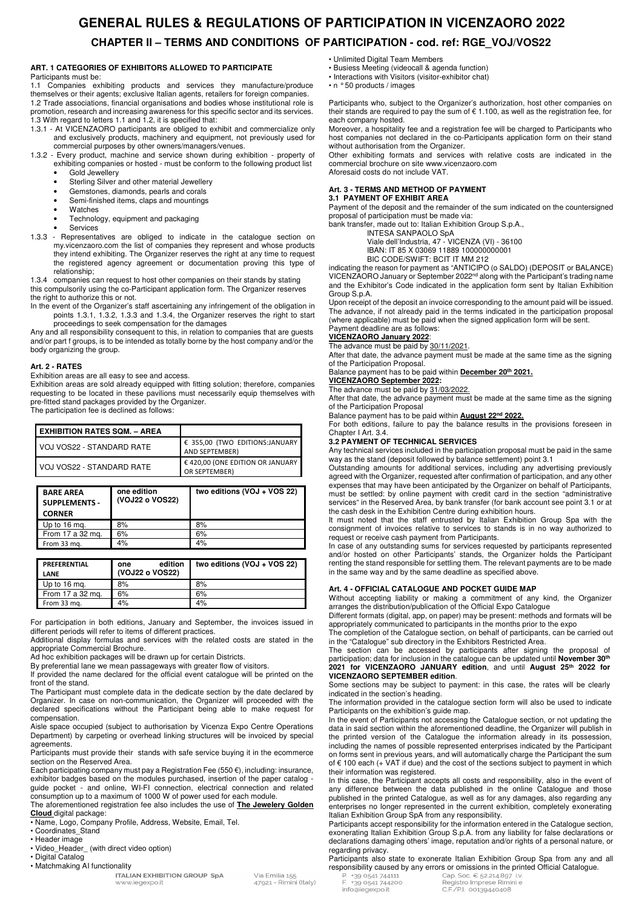# GENERAL RULES & REGULATIONS OF PARTICIPATION IN VICENZAORO 2022

## CHAPTER II – TERMS AND CONDITIONS OF PARTICIPATION - cod. ref: RGE_VOJ/VOS22

### ART. 1 CATEGORIES OF EXHIBITORS ALLOWED TO PARTICIPATE

Participants must be:

1.1 Companies exhibiting products and services they manufacture/produce themselves or their agents; exclusive Italian agents, retailers for foreign companies.

1.2 Trade associations, financial organisations and bodies whose institutional role is promotion, research and increasing awareness for this specific sector and its services.

1.3 With regard to letters 1.1 and 1.2, it is specified that:

1.3.1 - At VICENZAORO participants are obliged to exhibit and commercialize only and exclusively products, machinery and equipment, not previously used for commercial purposes by other owners/managers/venues.

1.3.2 - Every product, machine and service shown during exhibition - property of exhibiting companies or hosted - must be conform to the following product list

- Gold Jewellery
- Sterling Silver and other material Jewellery
- Gemstones, diamonds, pearls and corals
- Semi-finished items, claps and mountings
- Watches
- Technology, equipment and packaging
- Services

1.3.3 - Representatives are obliged to indicate in the catalogue section on my.vicenzaoro.com the list of companies they represent and whose products they intend exhibiting. The Organizer reserves the right at any time to request the registered agency agreement or documentation proving this type of relationship;

1.3.4 companies can request to host other companies on their stands by stating this compulsorily using the co-Participant application form. The Organizer reserves the right to authorize this or not.

In the event of the Organizer's staff ascertaining any infringement of the obligation in points 1.3.1, 1.3.2, 1.3.3 and 1.3.4, the Organizer reserves the right to start proceedings to seek compensation for the damages

Any and all responsibility consequent to this, in relation to companies that are guests and/or part f groups, is to be intended as totally borne by the host company and/or the body organizing the group.

### Art. 2 - RATES

Exhibition areas are all easy to see and access.

Exhibition areas are sold already equipped with fitting solution; therefore, companies requesting to be located in these pavilions must necessarily equip themselves with pre-fitted stand packages provided by the Organizer.

The participation fee is declined as follows:

| EXHIBITION RATES SQM. – AREA | |
|---|---|
| VOJ VOS22 - STANDARD RATE | € 355,00 (TWO EDITIONS:JANUARY AND SEPTEMBER) |
| VOJ VOS22 - STANDARD RATE | € 420,00 (ONE EDITION OR JANUARY OR SEPTEMBER) |

| BARE AREA SUPPLEMENTS - CORNER | one edition (VOJ22 o VOS22) | two editions (VOJ + VOS 22) |
|---|---|---|
| Up to 16 mq. | 8% | 8% |
| From 17 a 32 mq. | 6% | 6% |
| From 33 mq. | 4% | 4% |

| PREFERENTIAL LANE | one edition (VOJ22 o VOS22) | two editions (VOJ + VOS 22) |
|---|---|---|
| Up to 16 mq. | 8% | 8% |
| From 17 a 32 mq. | 6% | 6% |
| From 33 mq. | 4% | 4% |

For participation in both editions, January and September, the invoices issued in different periods will refer to items of different practices.

Additional display formulas and services with the related costs are stated in the appropriate Commercial Brochure.

Ad hoc exhibition packages will be drawn up for certain Districts.

By preferential lane we mean passageways with greater flow of visitors.

If provided the name declared for the official event catalogue will be printed on the front of the stand.

The Participant must complete data in the dedicate section by the date declared by Organizer. In case on non-communication, the Organizer will proceeded with the declared specifications without the Participant being able to make request for compensation.

Aisle space occupied (subject to authorisation by Vicenza Expo Centre Operations Department) by carpeting or overhead linking structures will be invoiced by special agreements.

Participants must provide their stands with safe service buying it in the ecommerce section on the Reserved Area.

Each participating company must pay a Registration Fee (550 €), including: insurance, exhibitor badges based on the modules purchased, insertion of the paper catalog - guide pocket - and online, WI-FI connection, electrical connection and related consumption up to a maximum of 1000 W of power used for each module.

The aforementioned registration fee also includes the use of **The Jewelery Golden Cloud** digital package:

- Name, Logo, Company Profile, Address, Website, Email, Tel.
- Coordinates_Stand
- Header image
- Video_Header_ (with direct video option)
- Digital Catalog
- Matchmaking AI functionality
- Unlimited Digital Team Members
- Busiess Meeting (videocall & agenda function)
- Interactions with Visitors (visitor-exhibitor chat)
- n ° 50 products / images

Participants who, subject to the Organizer's authorization, host other companies on their stands are required to pay the sum of € 1.100, as well as the registration fee, for each company hosted.

Moreover, a hospitality fee and a registration fee will be charged to Participants who host companies not declared in the co-Participants application form on their stand without authorisation from the Organizer.

Other exhibiting formats and services with relative costs are indicated in the commercial brochure on site www.vicenzaoro.com

Aforesaid costs do not include VAT.

### Art. 3 - TERMS AND METHOD OF PAYMENT

#### 3.1 PAYMENT OF EXHIBIT AREA

Payment of the deposit and the remainder of the sum indicated on the countersigned proposal of participation must be made via:

bank transfer, made out to: Italian Exhibition Group S.p.A.,

INTESA SANPAOLO SpA
Viale dell'Industria, 47 - VICENZA (VI) - 36100
IBAN: IT 85 X 03069 11889 100000000001
BIC CODE/SWIFT: BCIT IT MM 212

indicating the reason for payment as "ANTICIPO (o SALDO) (DEPOSIT or BALANCE) VICENZAORO January or September 2022nd along with the Participant's trading name and the Exhibitor's Code indicated in the application form sent by Italian Exhibition Group S.p.A.

Upon receipt of the deposit an invoice corresponding to the amount paid will be issued. The advance, if not already paid in the terms indicated in the participation proposal (where applicable) must be paid when the signed application form will be sent.

Payment deadline are as follows:

**VICENZAORO January 2022**:

The advance must be paid by 30/11/2021.

After that date, the advance payment must be made at the same time as the signing of the Participation Proposal.

Balance payment has to be paid within **December 20th 2021.**

**VICENZAORO September 2022:**

The advance must be paid by 31/03/2022.

After that date, the advance payment must be made at the same time as the signing of the Participation Proposal

Balance payment has to be paid within **August 22nd 2022.**

For both editions, failure to pay the balance results in the provisions foreseen in Chapter I Art. 3.4.

#### 3.2 PAYMENT OF TECHNICAL SERVICES

Any technical services included in the participation proposal must be paid in the same way as the stand (deposit followed by balance settlement) point 3.1

Outstanding amounts for additional services, including any advertising previously agreed with the Organizer, requested after confirmation of participation, and any other expenses that may have been anticipated by the Organizer on behalf of Participants, must be settled: by online payment with credit card in the section "administrative services" in the Reserved Area, by bank transfer (for bank account see point 3.1 or at the cash desk in the Exhibition Centre during exhibition hours.

It must noted that the staff entrusted by Italian Exhibition Group Spa with the consignment of invoices relative to services to stands is in no way authorized to request or receive cash payment from Participants.

In case of any outstanding sums for services requested by participants represented and/or hosted on other Participants' stands, the Organizer holds the Participant renting the stand responsible for settling them. The relevant payments are to be made in the same way and by the same deadline as specified above.

### Art. 4 - OFFICIAL CATALOGUE AND POCKET GUIDE MAP

Without accepting liability or making a commitment of any kind, the Organizer arranges the distribution/publication of the Official Expo Catalogue

Different formats (digital, app, on paper) may be present: methods and formats will be appropriately communicated to participants in the months prior to the expo

The completion of the Catalogue section, on behalf of participants, can be carried out in the "Catalogue" sub directory in the Exhibitors Restricted Area.

The section can be accessed by participants after signing the proposal of participation; data for inclusion in the catalogue can be updated until **November 30th 2021 for VICENZAORO JANUARY edition**, and until **August 25th 2022 for VICENZAORO SEPTEMBER edition**.

Some sections may be subject to payment: in this case, the rates will be clearly indicated in the section's heading.

The information provided in the catalogue section form will also be used to indicate Participants on the exhibition's guide map.

In the event of Participants not accessing the Catalogue section, or not updating the data in said section within the aforementioned deadline, the Organizer will publish in the printed version of the Catalogue the information already in its possession, including the names of possible represented enterprises indicated by the Participant on forms sent in previous years, and will automatically charge the Participant the sum of € 100 each (+ VAT if due) and the cost of the sections subject to payment in which their information was registered.

In this case, the Participant accepts all costs and responsibility, also in the event of any difference between the data published in the online Catalogue and those published in the printed Catalogue, as well as for any damages, also regarding any enterprises no longer represented in the current exhibition, completely exonerating Italian Exhibition Group SpA from any responsibility.

Participants accept responsibility for the information entered in the Catalogue section, exonerating Italian Exhibition Group S.p.A. from any liability for false declarations or declarations damaging others' image, reputation and/or rights of a personal nature, or regarding privacy.

Participants also state to exonerate Italian Exhibition Group Spa from any and all responsibility caused by any errors or omissions in the printed Official Catalogue.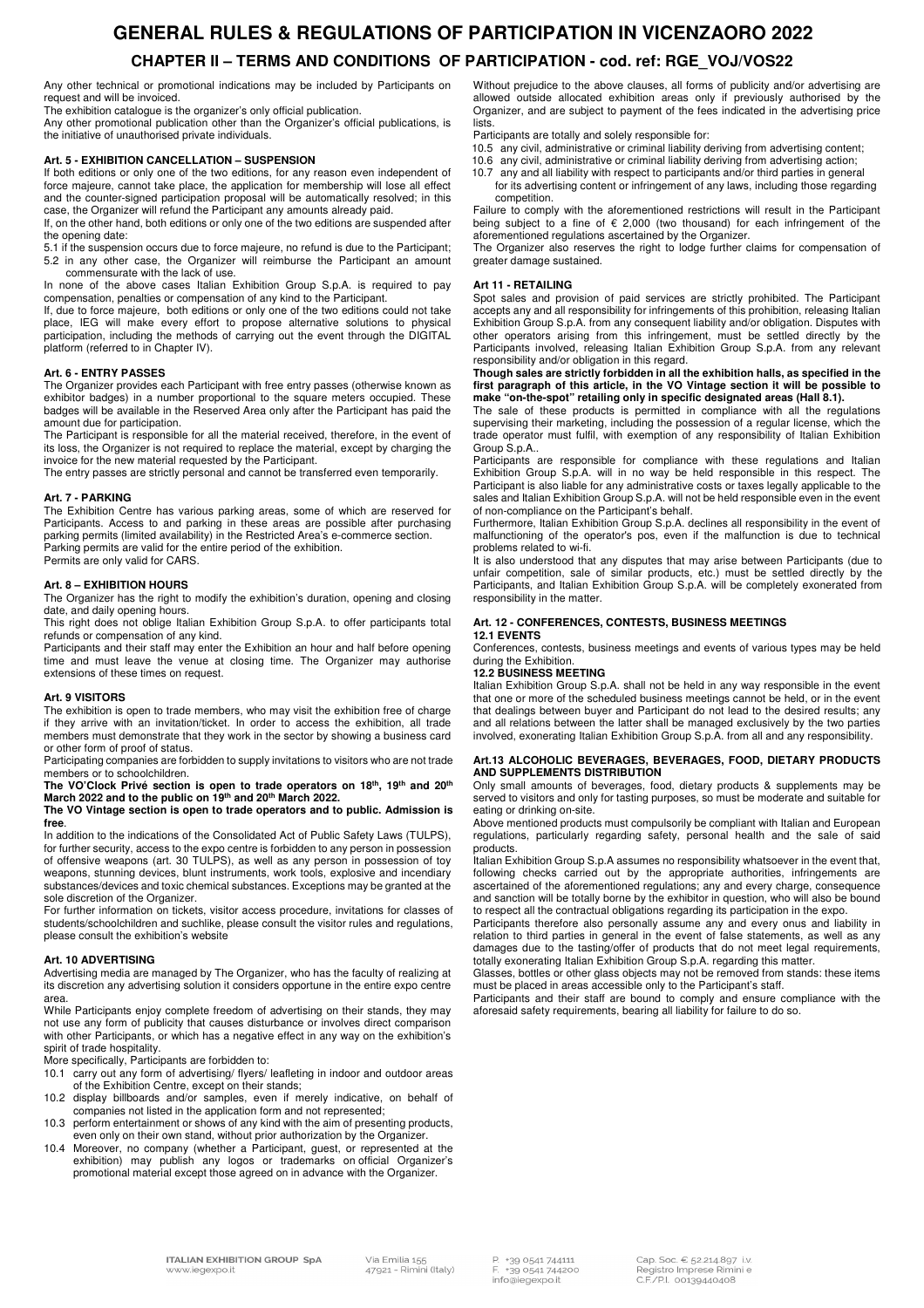# GENERAL RULES & REGULATIONS OF PARTICIPATION IN VICENZAORO 2022

## CHAPTER II – TERMS AND CONDITIONS OF PARTICIPATION - cod. ref: RGE_VOJ/VOS22

Any other technical or promotional indications may be included by Participants on request and will be invoiced.

The exhibition catalogue is the organizer's only official publication.

Any other promotional publication other than the Organizer's official publications, is the initiative of unauthorised private individuals.

### Art. 5 - EXHIBITION CANCELLATION – SUSPENSION

If both editions or only one of the two editions, for any reason even independent of force majeure, cannot take place, the application for membership will lose all effect and the counter-signed participation proposal will be automatically resolved; in this case, the Organizer will refund the Participant any amounts already paid.

If, on the other hand, both editions or only one of the two editions are suspended after the opening date:

5.1 if the suspension occurs due to force majeure, no refund is due to the Participant;
5.2 in any other case, the Organizer will reimburse the Participant an amount commensurate with the lack of use.

In none of the above cases Italian Exhibition Group S.p.A. is required to pay compensation, penalties or compensation of any kind to the Participant.

If, due to force majeure, both editions or only one of the two editions could not take place, IEG will make every effort to propose alternative solutions to physical participation, including the methods of carrying out the event through the DIGITAL platform (referred to in Chapter IV).

### Art. 6 - ENTRY PASSES

The Organizer provides each Participant with free entry passes (otherwise known as exhibitor badges) in a number proportional to the square meters occupied. These badges will be available in the Reserved Area only after the Participant has paid the amount due for participation.

The Participant is responsible for all the material received, therefore, in the event of its loss, the Organizer is not required to replace the material, except by charging the invoice for the new material requested by the Participant.

The entry passes are strictly personal and cannot be transferred even temporarily.

### Art. 7 - PARKING

The Exhibition Centre has various parking areas, some of which are reserved for Participants. Access to and parking in these areas are possible after purchasing parking permits (limited availability) in the Restricted Area's e-commerce section.

Parking permits are valid for the entire period of the exhibition.

Permits are only valid for CARS.

### Art. 8 – EXHIBITION HOURS

The Organizer has the right to modify the exhibition's duration, opening and closing date, and daily opening hours.

This right does not oblige Italian Exhibition Group S.p.A. to offer participants total refunds or compensation of any kind.

Participants and their staff may enter the Exhibition an hour and half before opening time and must leave the venue at closing time. The Organizer may authorise extensions of these times on request.

### Art. 9 VISITORS

The exhibition is open to trade members, who may visit the exhibition free of charge if they arrive with an invitation/ticket. In order to access the exhibition, all trade members must demonstrate that they work in the sector by showing a business card or other form of proof of status.

Participating companies are forbidden to supply invitations to visitors who are not trade members or to schoolchildren.

**The VO'Clock Privé section is open to trade operators on 18th, 19th and 20th March 2022 and to the public on 19th and 20th March 2022.**

**The VO Vintage section is open to trade operators and to public. Admission is free**.

In addition to the indications of the Consolidated Act of Public Safety Laws (TULPS), for further security, access to the expo centre is forbidden to any person in possession of offensive weapons (art. 30 TULPS), as well as any person in possession of toy weapons, stunning devices, blunt instruments, work tools, explosive and incendiary substances/devices and toxic chemical substances. Exceptions may be granted at the sole discretion of the Organizer.

For further information on tickets, visitor access procedure, invitations for classes of students/schoolchildren and suchlike, please consult the visitor rules and regulations, please consult the exhibition's website

### Art. 10 ADVERTISING

Advertising media are managed by The Organizer, who has the faculty of realizing at its discretion any advertising solution it considers opportune in the entire expo centre area.

While Participants enjoy complete freedom of advertising on their stands, they may not use any form of publicity that causes disturbance or involves direct comparison with other Participants, or which has a negative effect in any way on the exhibition's spirit of trade hospitality.

More specifically, Participants are forbidden to:

10.1 carry out any form of advertising/ flyers/ leafleting in indoor and outdoor areas of the Exhibition Centre, except on their stands;
10.2 display billboards and/or samples, even if merely indicative, on behalf of companies not listed in the application form and not represented;
10.3 perform entertainment or shows of any kind with the aim of presenting products, even only on their own stand, without prior authorization by the Organizer.
10.4 Moreover, no company (whether a Participant, guest, or represented at the exhibition) may publish any logos or trademarks on official Organizer's promotional material except those agreed on in advance with the Organizer.

Without prejudice to the above clauses, all forms of publicity and/or advertising are allowed outside allocated exhibition areas only if previously authorised by the Organizer, and are subject to payment of the fees indicated in the advertising price lists.

Participants are totally and solely responsible for:

10.5 any civil, administrative or criminal liability deriving from advertising content;
10.6 any civil, administrative or criminal liability deriving from advertising action;
10.7 any and all liability with respect to participants and/or third parties in general for its advertising content or infringement of any laws, including those regarding competition.

Failure to comply with the aforementioned restrictions will result in the Participant being subject to a fine of € 2,000 (two thousand) for each infringement of the aforementioned regulations ascertained by the Organizer.

The Organizer also reserves the right to lodge further claims for compensation of greater damage sustained.

### Art 11 - RETAILING

Spot sales and provision of paid services are strictly prohibited. The Participant accepts any and all responsibility for infringements of this prohibition, releasing Italian Exhibition Group S.p.A. from any consequent liability and/or obligation. Disputes with other operators arising from this infringement, must be settled directly by the Participants involved, releasing Italian Exhibition Group S.p.A. from any relevant responsibility and/or obligation in this regard.

**Though sales are strictly forbidden in all the exhibition halls, as specified in the first paragraph of this article, in the VO Vintage section it will be possible to make "on-the-spot" retailing only in specific designated areas (Hall 8.1).**

The sale of these products is permitted in compliance with all the regulations supervising their marketing, including the possession of a regular license, which the trade operator must fulfil, with exemption of any responsibility of Italian Exhibition Group S.p.A..

Participants are responsible for compliance with these regulations and Italian Exhibition Group S.p.A. will in no way be held responsible in this respect. The Participant is also liable for any administrative costs or taxes legally applicable to the sales and Italian Exhibition Group S.p.A. will not be held responsible even in the event of non-compliance on the Participant's behalf.

Furthermore, Italian Exhibition Group S.p.A. declines all responsibility in the event of malfunctioning of the operator's pos, even if the malfunction is due to technical problems related to wi-fi.

It is also understood that any disputes that may arise between Participants (due to unfair competition, sale of similar products, etc.) must be settled directly by the Participants, and Italian Exhibition Group S.p.A. will be completely exonerated from responsibility in the matter.

### Art. 12 - CONFERENCES, CONTESTS, BUSINESS MEETINGS

#### 12.1 EVENTS

Conferences, contests, business meetings and events of various types may be held during the Exhibition.

#### 12.2 BUSINESS MEETING

Italian Exhibition Group S.p.A. shall not be held in any way responsible in the event that one or more of the scheduled business meetings cannot be held, or in the event that dealings between buyer and Participant do not lead to the desired results; any and all relations between the latter shall be managed exclusively by the two parties involved, exonerating Italian Exhibition Group S.p.A. from all and any responsibility.

### Art.13 ALCOHOLIC BEVERAGES, BEVERAGES, FOOD, DIETARY PRODUCTS AND SUPPLEMENTS DISTRIBUTION

Only small amounts of beverages, food, dietary products & supplements may be served to visitors and only for tasting purposes, so must be moderate and suitable for eating or drinking on-site.

Above mentioned products must compulsorily be compliant with Italian and European regulations, particularly regarding safety, personal health and the sale of said products.

Italian Exhibition Group S.p.A assumes no responsibility whatsoever in the event that, following checks carried out by the appropriate authorities, infringements are ascertained of the aforementioned regulations; any and every charge, consequence and sanction will be totally borne by the exhibitor in question, who will also be bound to respect all the contractual obligations regarding its participation in the expo.

Participants therefore also personally assume any and every onus and liability in relation to third parties in general in the event of false statements, as well as any damages due to the tasting/offer of products that do not meet legal requirements, totally exonerating Italian Exhibition Group S.p.A. regarding this matter.

Glasses, bottles or other glass objects may not be removed from stands: these items must be placed in areas accessible only to the Participant's staff.

Participants and their staff are bound to comply and ensure compliance with the aforesaid safety requirements, bearing all liability for failure to do so.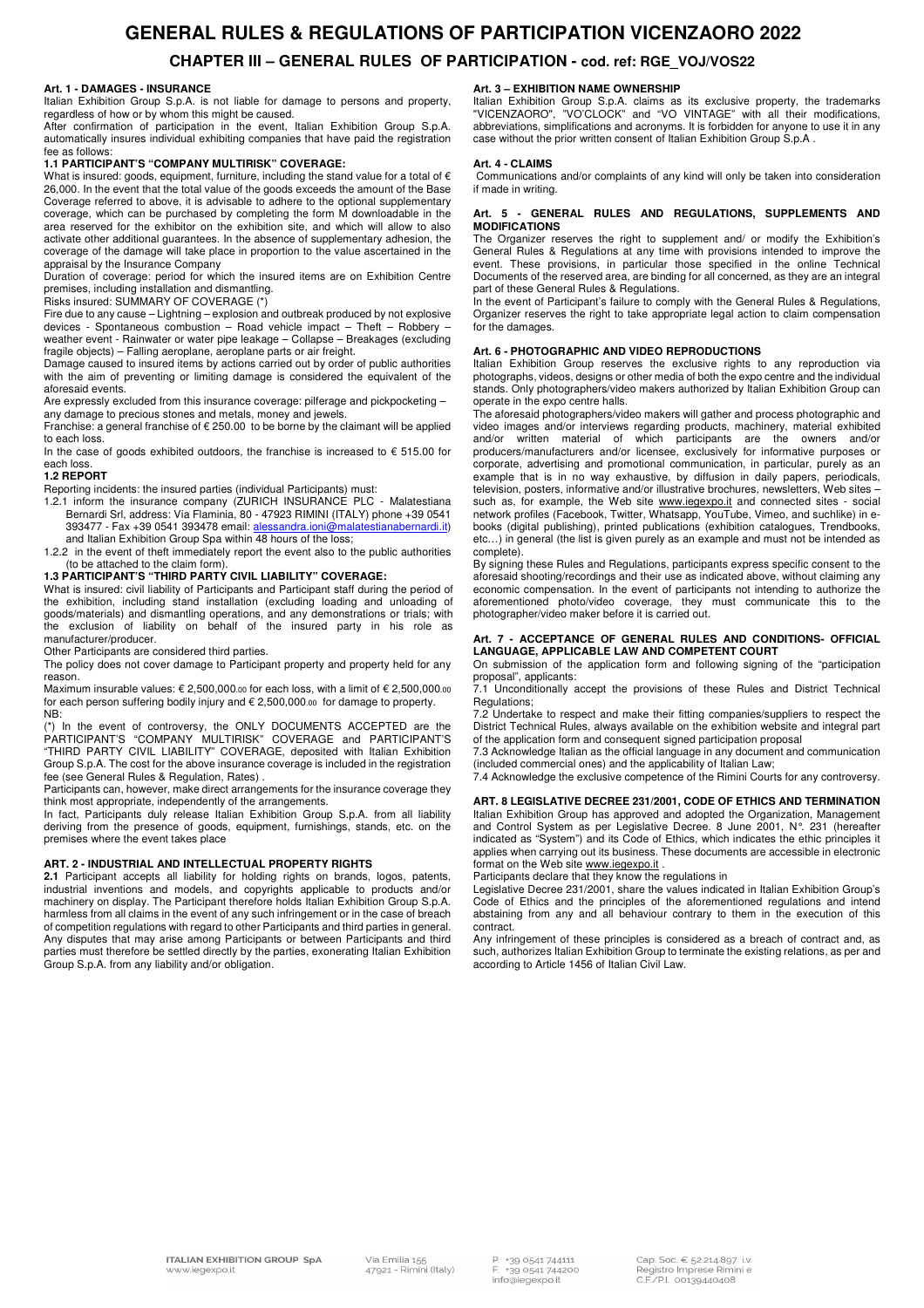# GENERAL RULES & REGULATIONS OF PARTICIPATION VICENZAORO 2022

## CHAPTER III – GENERAL RULES OF PARTICIPATION - cod. ref: RGE_VOJ/VOS22

### Art. 1 - DAMAGES - INSURANCE

Italian Exhibition Group S.p.A. is not liable for damage to persons and property, regardless of how or by whom this might be caused.

After confirmation of participation in the event, Italian Exhibition Group S.p.A. automatically insures individual exhibiting companies that have paid the registration fee as follows:

**1.1 PARTICIPANT'S "COMPANY MULTIRISK" COVERAGE:**

What is insured: goods, equipment, furniture, including the stand value for a total of € 26,000. In the event that the total value of the goods exceeds the amount of the Base Coverage referred to above, it is advisable to adhere to the optional supplementary coverage, which can be purchased by completing the form M downloadable in the area reserved for the exhibitor on the exhibition site, and which will allow to also activate other additional guarantees. In the absence of supplementary adhesion, the coverage of the damage will take place in proportion to the value ascertained in the appraisal by the Insurance Company

Duration of coverage: period for which the insured items are on Exhibition Centre premises, including installation and dismantling.

Risks insured: SUMMARY OF COVERAGE (*)

Fire due to any cause – Lightning – explosion and outbreak produced by not explosive devices - Spontaneous combustion – Road vehicle impact – Theft – Robbery – weather event - Rainwater or water pipe leakage – Collapse – Breakages (excluding fragile objects) – Falling aeroplane, aeroplane parts or air freight.

Damage caused to insured items by actions carried out by order of public authorities with the aim of preventing or limiting damage is considered the equivalent of the aforesaid events.

Are expressly excluded from this insurance coverage: pilferage and pickpocketing – any damage to precious stones and metals, money and jewels.

Franchise: a general franchise of € 250.00 to be borne by the claimant will be applied to each loss.

In the case of goods exhibited outdoors, the franchise is increased to € 515.00 for each loss.

**1.2 REPORT**

Reporting incidents: the insured parties (individual Participants) must:

1.2.1 inform the insurance company (ZURICH INSURANCE PLC - Malatestiana Bernardi Srl, address: Via Flaminia, 80 - 47923 RIMINI (ITALY) phone +39 0541 393477 - Fax +39 0541 393478 email: alessandra.ioni@malatestianabernardi.it) and Italian Exhibition Group Spa within 48 hours of the loss;

1.2.2 in the event of theft immediately report the event also to the public authorities (to be attached to the claim form).

**1.3 PARTICIPANT'S "THIRD PARTY CIVIL LIABILITY" COVERAGE:**

What is insured: civil liability of Participants and Participant staff during the period of the exhibition, including stand installation (excluding loading and unloading of goods/materials) and dismantling operations, and any demonstrations or trials; with the exclusion of liability on behalf of the insured party in his role as manufacturer/producer.

Other Participants are considered third parties.

The policy does not cover damage to Participant property and property held for any reason.

Maximum insurable values: € 2,500,000.00 for each loss, with a limit of € 2,500,000.00 for each person suffering bodily injury and € 2,500,000.00 for damage to property.

NB:

(*) In the event of controversy, the ONLY DOCUMENTS ACCEPTED are the PARTICIPANT'S "COMPANY MULTIRISK" COVERAGE and PARTICIPANT'S "THIRD PARTY CIVIL LIABILITY" COVERAGE, deposited with Italian Exhibition Group S.p.A. The cost for the above insurance coverage is included in the registration fee (see General Rules & Regulation, Rates) .

Participants can, however, make direct arrangements for the insurance coverage they think most appropriate, independently of the arrangements.

In fact, Participants duly release Italian Exhibition Group S.p.A. from all liability deriving from the presence of goods, equipment, furnishings, stands, etc. on the premises where the event takes place

### ART. 2 - INDUSTRIAL AND INTELLECTUAL PROPERTY RIGHTS

**2.1** Participant accepts all liability for holding rights on brands, logos, patents, industrial inventions and models, and copyrights applicable to products and/or machinery on display. The Participant therefore holds Italian Exhibition Group S.p.A. harmless from all claims in the event of any such infringement or in the case of breach of competition regulations with regard to other Participants and third parties in general. Any disputes that may arise among Participants or between Participants and third parties must therefore be settled directly by the parties, exonerating Italian Exhibition Group S.p.A. from any liability and/or obligation.

### Art. 3 – EXHIBITION NAME OWNERSHIP

Italian Exhibition Group S.p.A. claims as its exclusive property, the trademarks "VICENZAORO", "VO'CLOCK" and "VO VINTAGE" with all their modifications, abbreviations, simplifications and acronyms. It is forbidden for anyone to use it in any case without the prior written consent of Italian Exhibition Group S.p.A .

### Art. 4 - CLAIMS

Communications and/or complaints of any kind will only be taken into consideration if made in writing.

### Art. 5 - GENERAL RULES AND REGULATIONS, SUPPLEMENTS AND MODIFICATIONS

The Organizer reserves the right to supplement and/ or modify the Exhibition's General Rules & Regulations at any time with provisions intended to improve the event. These provisions, in particular those specified in the online Technical Documents of the reserved area, are binding for all concerned, as they are an integral part of these General Rules & Regulations.

In the event of Participant's failure to comply with the General Rules & Regulations, Organizer reserves the right to take appropriate legal action to claim compensation for the damages.

### Art. 6 - PHOTOGRAPHIC AND VIDEO REPRODUCTIONS

Italian Exhibition Group reserves the exclusive rights to any reproduction via photographs, videos, designs or other media of both the expo centre and the individual stands. Only photographers/video makers authorized by Italian Exhibition Group can operate in the expo centre halls.

The aforesaid photographers/video makers will gather and process photographic and video images and/or interviews regarding products, machinery, material exhibited and/or written material of which participants are the owners and/or producers/manufacturers and/or licensee, exclusively for informative purposes or corporate, advertising and promotional communication, in particular, purely as an example that is in no way exhaustive, by diffusion in daily papers, periodicals, television, posters, informative and/or illustrative brochures, newsletters, Web sites – such as, for example, the Web site www.iegexpo.it and connected sites - social network profiles (Facebook, Twitter, Whatsapp, YouTube, Vimeo, and suchlike) in e-books (digital publishing), printed publications (exhibition catalogues, Trendbooks, etc…) in general (the list is given purely as an example and must not be intended as complete).

By signing these Rules and Regulations, participants express specific consent to the aforesaid shooting/recordings and their use as indicated above, without claiming any economic compensation. In the event of participants not intending to authorize the aforementioned photo/video coverage, they must communicate this to the photographer/video maker before it is carried out.

### Art. 7 - ACCEPTANCE OF GENERAL RULES AND CONDITIONS- OFFICIAL LANGUAGE, APPLICABLE LAW AND COMPETENT COURT

On submission of the application form and following signing of the "participation proposal", applicants:

7.1 Unconditionally accept the provisions of these Rules and District Technical Regulations;

7.2 Undertake to respect and make their fitting companies/suppliers to respect the District Technical Rules, always available on the exhibition website and integral part of the application form and consequent signed participation proposal

7.3 Acknowledge Italian as the official language in any document and communication (included commercial ones) and the applicability of Italian Law;

7.4 Acknowledge the exclusive competence of the Rimini Courts for any controversy.

### ART. 8 LEGISLATIVE DECREE 231/2001, CODE OF ETHICS AND TERMINATION

Italian Exhibition Group has approved and adopted the Organization, Management and Control System as per Legislative Decree. 8 June 2001, N°. 231 (hereafter indicated as "System") and its Code of Ethics, which indicates the ethic principles it applies when carrying out its business. These documents are accessible in electronic format on the Web site www.iegexpo.it .

Participants declare that they know the regulations in Legislative Decree 231/2001, share the values indicated in Italian Exhibition Group's Code of Ethics and the principles of the aforementioned regulations and intend abstaining from any and all behaviour contrary to them in the execution of this contract.

Any infringement of these principles is considered as a breach of contract and, as such, authorizes Italian Exhibition Group to terminate the existing relations, as per and according to Article 1456 of Italian Civil Law.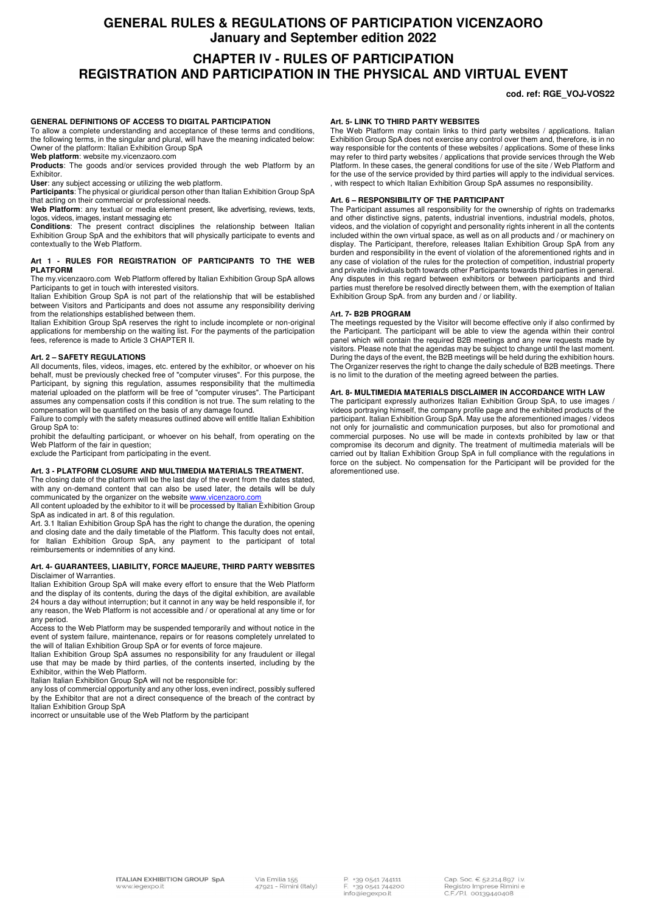# GENERAL RULES & REGULATIONS OF PARTICIPATION VICENZAORO
## January and September edition 2022

# CHAPTER IV - RULES OF PARTICIPATION
## REGISTRATION AND PARTICIPATION IN THE PHYSICAL AND VIRTUAL EVENT

**cod. ref: RGE_VOJ-VOS22**

### GENERAL DEFINITIONS OF ACCESS TO DIGITAL PARTICIPATION

To allow a complete understanding and acceptance of these terms and conditions, the following terms, in the singular and plural, will have the meaning indicated below:
Owner of the platform: Italian Exhibition Group SpA

**Web platform**: website my.vicenzaoro.com

**Products**: The goods and/or services provided through the web Platform by an Exhibitor.

**User**: any subject accessing or utilizing the web platform.

**Participants**: The physical or giuridical person other than Italian Exhibition Group SpA that acting on their commercial or professional needs.

**Web Platform**: any textual or media element present, like advertising, reviews, texts, logos, videos, images, instant messaging etc

**Conditions**: The present contract disciplines the relationship between Italian Exhibition Group SpA and the exhibitors that will physically participate to events and contextually to the Web Platform.

### Art 1 - RULES FOR REGISTRATION OF PARTICIPANTS TO THE WEB PLATFORM

The my.vicenzaoro.com Web Platform offered by Italian Exhibition Group SpA allows Participants to get in touch with interested visitors.

Italian Exhibition Group SpA is not part of the relationship that will be established between Visitors and Participants and does not assume any responsibility deriving from the relationships established between them.

Italian Exhibition Group SpA reserves the right to include incomplete or non-original applications for membership on the waiting list. For the payments of the participation fees, reference is made to Article 3 CHAPTER II.

### Art. 2 – SAFETY REGULATIONS

All documents, files, videos, images, etc. entered by the exhibitor, or whoever on his behalf, must be previously checked free of "computer viruses". For this purpose, the Participant, by signing this regulation, assumes responsibility that the multimedia material uploaded on the platform will be free of "computer viruses". The Participant assumes any compensation costs if this condition is not true. The sum relating to the compensation will be quantified on the basis of any damage found.

Failure to comply with the safety measures outlined above will entitle Italian Exhibition Group SpA to:

prohibit the defaulting participant, or whoever on his behalf, from operating on the Web Platform of the fair in question;

exclude the Participant from participating in the event.

### Art. 3 - PLATFORM CLOSURE AND MULTIMEDIA MATERIALS TREATMENT.

The closing date of the platform will be the last day of the event from the dates stated, with any on-demand content that can also be used later, the details will be duly communicated by the organizer on the website www.vicenzaoro.com

All content uploaded by the exhibitor to it will be processed by Italian Exhibition Group SpA as indicated in art. 8 of this regulation.

Art. 3.1 Italian Exhibition Group SpA has the right to change the duration, the opening and closing date and the daily timetable of the Platform. This faculty does not entail, for Italian Exhibition Group SpA, any payment to the participant of total reimbursements or indemnities of any kind.

### Art. 4- GUARANTEES, LIABILITY, FORCE MAJEURE, THIRD PARTY WEBSITES

Disclaimer of Warranties.

Italian Exhibition Group SpA will make every effort to ensure that the Web Platform and the display of its contents, during the days of the digital exhibition, are available 24 hours a day without interruption; but it cannot in any way be held responsible if, for any reason, the Web Platform is not accessible and / or operational at any time or for any period.

Access to the Web Platform may be suspended temporarily and without notice in the event of system failure, maintenance, repairs or for reasons completely unrelated to the will of Italian Exhibition Group SpA or for events of force majeure.

Italian Exhibition Group SpA assumes no responsibility for any fraudulent or illegal use that may be made by third parties, of the contents inserted, including by the Exhibitor, within the Web Platform.

Italian Italian Exhibition Group SpA will not be responsible for:

any loss of commercial opportunity and any other loss, even indirect, possibly suffered by the Exhibitor that are not a direct consequence of the breach of the contract by Italian Exhibition Group SpA

incorrect or unsuitable use of the Web Platform by the participant

### Art. 5- LINK TO THIRD PARTY WEBSITES

The Web Platform may contain links to third party websites / applications. Italian Exhibition Group SpA does not exercise any control over them and, therefore, is in no way responsible for the contents of these websites / applications. Some of these links may refer to third party websites / applications that provide services through the Web Platform. In these cases, the general conditions for use of the site / Web Platform and for the use of the service provided by third parties will apply to the individual services. , with respect to which Italian Exhibition Group SpA assumes no responsibility.

### Art. 6 – RESPONSIBILITY OF THE PARTICIPANT

The Participant assumes all responsibility for the ownership of rights on trademarks and other distinctive signs, patents, industrial inventions, industrial models, photos, videos, and the violation of copyright and personality rights inherent in all the contents included within the own virtual space, as well as on all products and / or machinery on display. The Participant, therefore, releases Italian Exhibition Group SpA from any burden and responsibility in the event of violation of the aforementioned rights and in any case of violation of the rules for the protection of competition, industrial property and private individuals both towards other Participants towards third parties in general. Any disputes in this regard between exhibitors or between participants and third parties must therefore be resolved directly between them, with the exemption of Italian Exhibition Group SpA. from any burden and / or liability.

### Art. 7- B2B PROGRAM

The meetings requested by the Visitor will become effective only if also confirmed by the Participant. The participant will be able to view the agenda within their control panel which will contain the required B2B meetings and any new requests made by visitors. Please note that the agendas may be subject to change until the last moment. During the days of the event, the B2B meetings will be held during the exhibition hours. The Organizer reserves the right to change the daily schedule of B2B meetings. There is no limit to the duration of the meeting agreed between the parties.

### Art. 8- MULTIMEDIA MATERIALS DISCLAIMER IN ACCORDANCE WITH LAW

The participant expressly authorizes Italian Exhibition Group SpA, to use images / videos portraying himself, the company profile page and the exhibited products of the participant. Italian Exhibition Group SpA. May use the aforementioned images / videos not only for journalistic and communication purposes, but also for promotional and commercial purposes. No use will be made in contexts prohibited by law or that compromise its decorum and dignity. The treatment of multimedia materials will be carried out by Italian Exhibition Group SpA in full compliance with the regulations in force on the subject. No compensation for the Participant will be provided for the aforementioned use.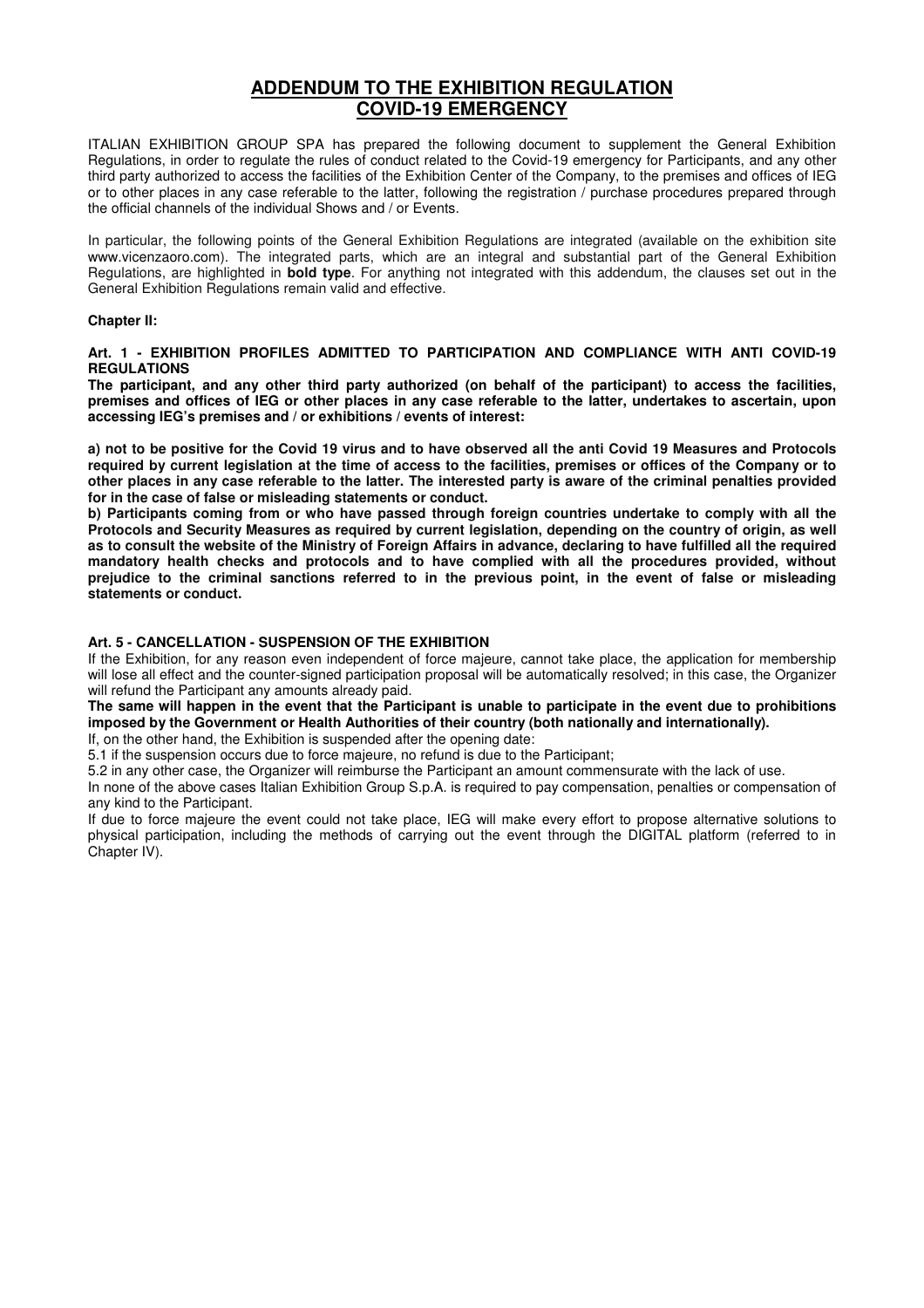# ADDENDUM TO THE EXHIBITION REGULATION COVID-19 EMERGENCY

ITALIAN EXHIBITION GROUP SPA has prepared the following document to supplement the General Exhibition Regulations, in order to regulate the rules of conduct related to the Covid-19 emergency for Participants, and any other third party authorized to access the facilities of the Exhibition Center of the Company, to the premises and offices of IEG or to other places in any case referable to the latter, following the registration / purchase procedures prepared through the official channels of the individual Shows and / or Events.

In particular, the following points of the General Exhibition Regulations are integrated (available on the exhibition site www.vicenzaoro.com). The integrated parts, which are an integral and substantial part of the General Exhibition Regulations, are highlighted in **bold type**. For anything not integrated with this addendum, the clauses set out in the General Exhibition Regulations remain valid and effective.

**Chapter II:**

**Art. 1 - EXHIBITION PROFILES ADMITTED TO PARTICIPATION AND COMPLIANCE WITH ANTI COVID-19 REGULATIONS**

**The participant, and any other third party authorized (on behalf of the participant) to access the facilities, premises and offices of IEG or other places in any case referable to the latter, undertakes to ascertain, upon accessing IEG's premises and / or exhibitions / events of interest:**

**a) not to be positive for the Covid 19 virus and to have observed all the anti Covid 19 Measures and Protocols required by current legislation at the time of access to the facilities, premises or offices of the Company or to other places in any case referable to the latter. The interested party is aware of the criminal penalties provided for in the case of false or misleading statements or conduct.**

**b) Participants coming from or who have passed through foreign countries undertake to comply with all the Protocols and Security Measures as required by current legislation, depending on the country of origin, as well as to consult the website of the Ministry of Foreign Affairs in advance, declaring to have fulfilled all the required mandatory health checks and protocols and to have complied with all the procedures provided, without prejudice to the criminal sanctions referred to in the previous point, in the event of false or misleading statements or conduct.**

**Art. 5 - CANCELLATION - SUSPENSION OF THE EXHIBITION**

If the Exhibition, for any reason even independent of force majeure, cannot take place, the application for membership will lose all effect and the counter-signed participation proposal will be automatically resolved; in this case, the Organizer will refund the Participant any amounts already paid.

**The same will happen in the event that the Participant is unable to participate in the event due to prohibitions imposed by the Government or Health Authorities of their country (both nationally and internationally).**

If, on the other hand, the Exhibition is suspended after the opening date:

5.1 if the suspension occurs due to force majeure, no refund is due to the Participant;

5.2 in any other case, the Organizer will reimburse the Participant an amount commensurate with the lack of use.

In none of the above cases Italian Exhibition Group S.p.A. is required to pay compensation, penalties or compensation of any kind to the Participant.

If due to force majeure the event could not take place, IEG will make every effort to propose alternative solutions to physical participation, including the methods of carrying out the event through the DIGITAL platform (referred to in Chapter IV).